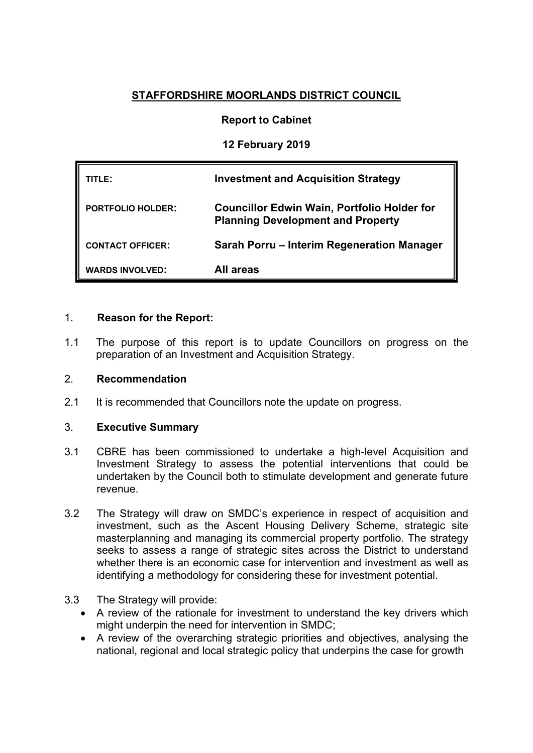**STAFFORDSHIRE MOORLANDS DISTRICT COUNCIL**

**Report to Cabinet**

**12 February 2019**

| | |
|---|---|
| **TITLE:** | **Investment and Acquisition Strategy** |
| **PORTFOLIO HOLDER:** | **Councillor Edwin Wain, Portfolio Holder for Planning Development and Property** |
| **CONTACT OFFICER:** | **Sarah Porru – Interim Regeneration Manager** |
| **WARDS INVOLVED:** | **All areas** |

## 1. Reason for the Report:

1.1 The purpose of this report is to update Councillors on progress on the preparation of an Investment and Acquisition Strategy.

## 2. Recommendation

2.1 It is recommended that Councillors note the update on progress.

## 3. Executive Summary

3.1 CBRE has been commissioned to undertake a high-level Acquisition and Investment Strategy to assess the potential interventions that could be undertaken by the Council both to stimulate development and generate future revenue.

3.2 The Strategy will draw on SMDC's experience in respect of acquisition and investment, such as the Ascent Housing Delivery Scheme, strategic site masterplanning and managing its commercial property portfolio. The strategy seeks to assess a range of strategic sites across the District to understand whether there is an economic case for intervention and investment as well as identifying a methodology for considering these for investment potential.

3.3 The Strategy will provide:

- A review of the rationale for investment to understand the key drivers which might underpin the need for intervention in SMDC;
- A review of the overarching strategic priorities and objectives, analysing the national, regional and local strategic policy that underpins the case for growth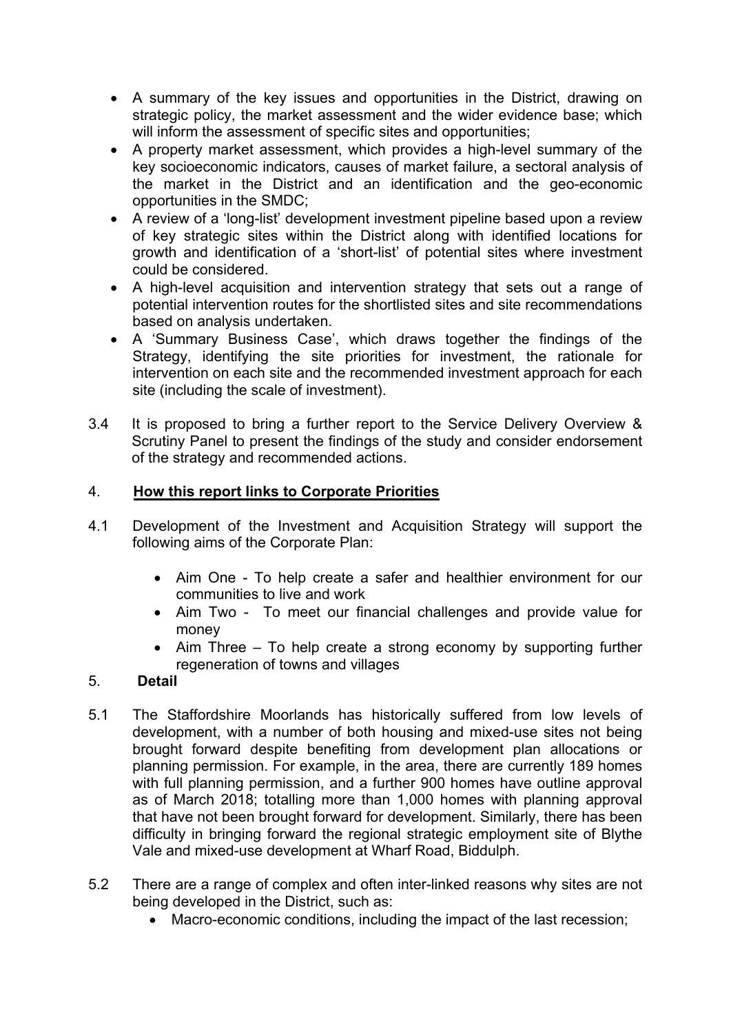- A summary of the key issues and opportunities in the District, drawing on strategic policy, the market assessment and the wider evidence base; which will inform the assessment of specific sites and opportunities;
- A property market assessment, which provides a high-level summary of the key socioeconomic indicators, causes of market failure, a sectoral analysis of the market in the District and an identification and the geo-economic opportunities in the SMDC;
- A review of a 'long-list' development investment pipeline based upon a review of key strategic sites within the District along with identified locations for growth and identification of a 'short-list' of potential sites where investment could be considered.
- A high-level acquisition and intervention strategy that sets out a range of potential intervention routes for the shortlisted sites and site recommendations based on analysis undertaken.
- A 'Summary Business Case', which draws together the findings of the Strategy, identifying the site priorities for investment, the rationale for intervention on each site and the recommended investment approach for each site (including the scale of investment).

3.4 It is proposed to bring a further report to the Service Delivery Overview & Scrutiny Panel to present the findings of the study and consider endorsement of the strategy and recommended actions.

## 4. **How this report links to Corporate Priorities**

4.1 Development of the Investment and Acquisition Strategy will support the following aims of the Corporate Plan:

- Aim One - To help create a safer and healthier environment for our communities to live and work
- Aim Two - To meet our financial challenges and provide value for money
- Aim Three – To help create a strong economy by supporting further regeneration of towns and villages

## 5. **Detail**

5.1 The Staffordshire Moorlands has historically suffered from low levels of development, with a number of both housing and mixed-use sites not being brought forward despite benefiting from development plan allocations or planning permission. For example, in the area, there are currently 189 homes with full planning permission, and a further 900 homes have outline approval as of March 2018; totalling more than 1,000 homes with planning approval that have not been brought forward for development. Similarly, there has been difficulty in bringing forward the regional strategic employment site of Blythe Vale and mixed-use development at Wharf Road, Biddulph.

5.2 There are a range of complex and often inter-linked reasons why sites are not being developed in the District, such as:

- Macro-economic conditions, including the impact of the last recession;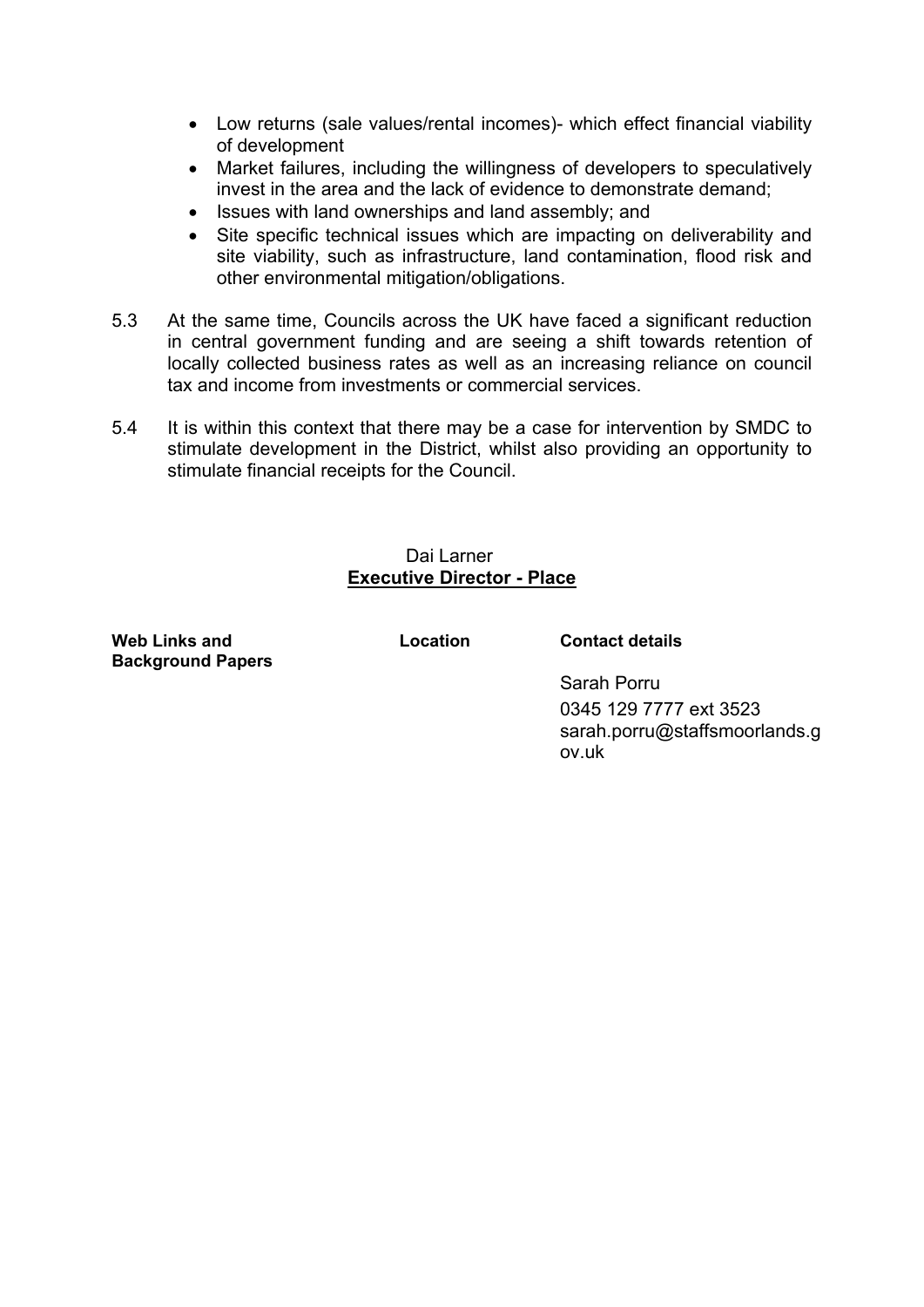- Low returns (sale values/rental incomes)- which effect financial viability of development
- Market failures, including the willingness of developers to speculatively invest in the area and the lack of evidence to demonstrate demand;
- Issues with land ownerships and land assembly; and
- Site specific technical issues which are impacting on deliverability and site viability, such as infrastructure, land contamination, flood risk and other environmental mitigation/obligations.

5.3 At the same time, Councils across the UK have faced a significant reduction in central government funding and are seeing a shift towards retention of locally collected business rates as well as an increasing reliance on council tax and income from investments or commercial services.

5.4 It is within this context that there may be a case for intervention by SMDC to stimulate development in the District, whilst also providing an opportunity to stimulate financial receipts for the Council.

Dai Larner
**Executive Director - Place**

| **Web Links and Background Papers** | **Location** | **Contact details** |
|---|---|---|
| | | Sarah Porru<br>0345 129 7777 ext 3523<br>sarah.porru@staffsmoorlands.gov.uk |